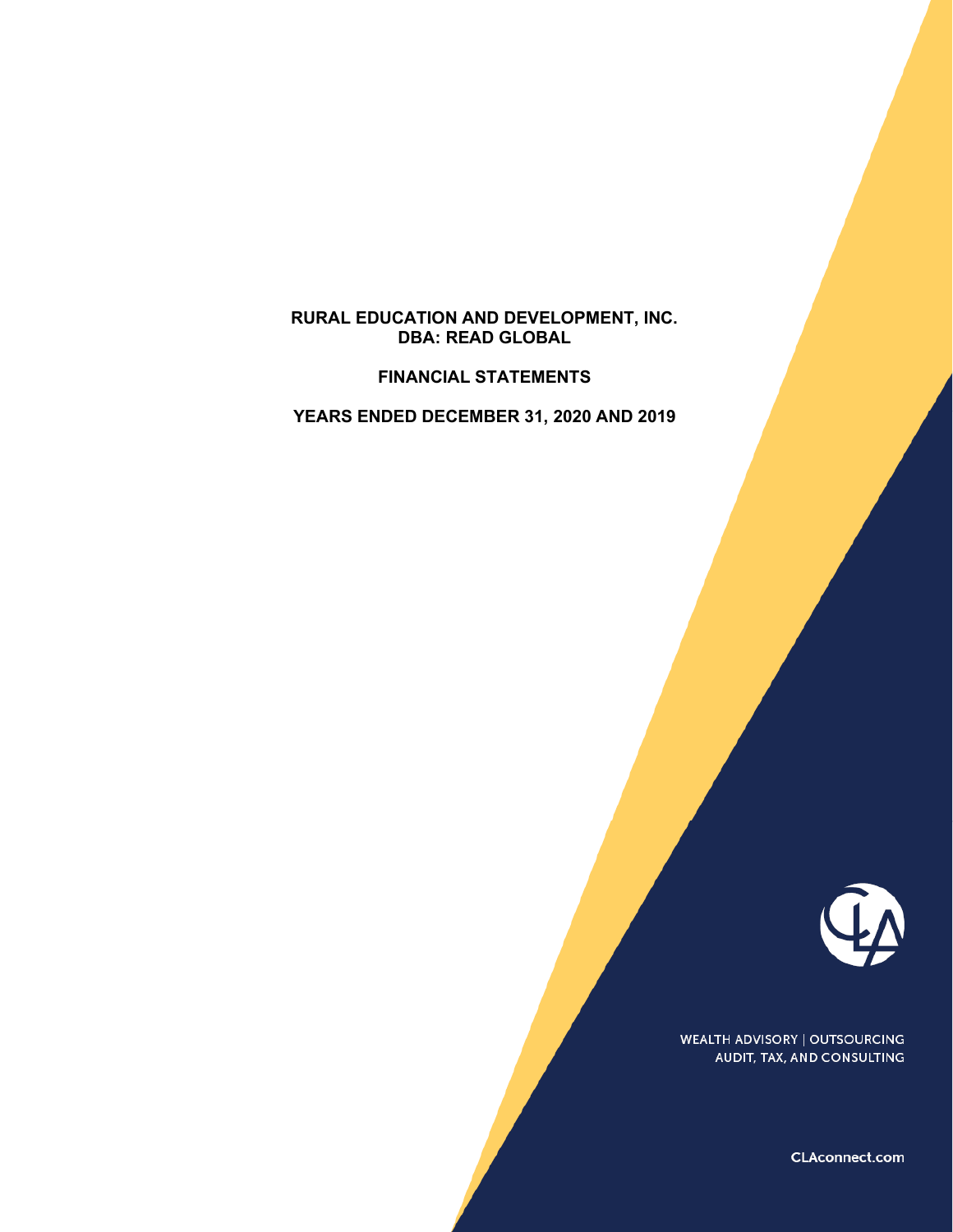# RURAL EDUCATION AND DEVELOPMENT, INC.
# DBA: READ GLOBAL

## FINANCIAL STATEMENTS

## YEARS ENDED DECEMBER 31, 2020 AND 2019

WEALTH ADVISORY | OUTSOURCING
AUDIT, TAX, AND CONSULTING

CLAconnect.com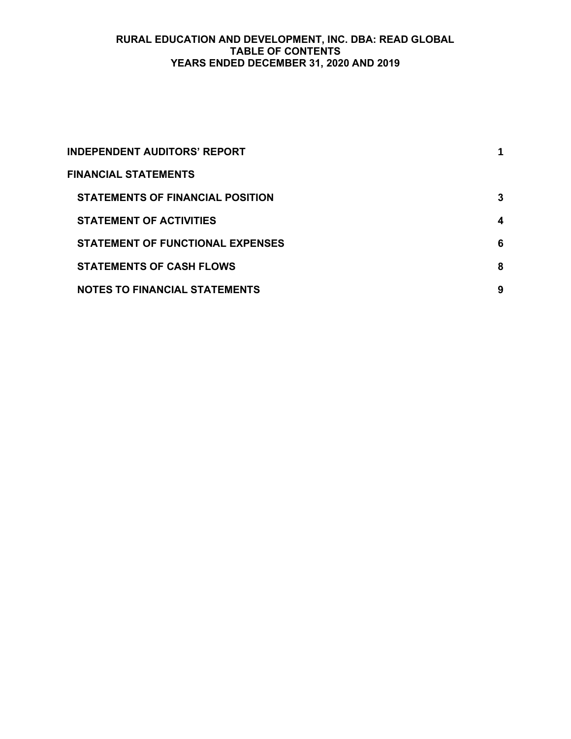# RURAL EDUCATION AND DEVELOPMENT, INC. DBA: READ GLOBAL
## TABLE OF CONTENTS
### YEARS ENDED DECEMBER 31, 2020 AND 2019

| | |
|---|---|
| **INDEPENDENT AUDITORS' REPORT** | **1** |
| **FINANCIAL STATEMENTS** | |
| **STATEMENTS OF FINANCIAL POSITION** | **3** |
| **STATEMENT OF ACTIVITIES** | **4** |
| **STATEMENT OF FUNCTIONAL EXPENSES** | **6** |
| **STATEMENTS OF CASH FLOWS** | **8** |
| **NOTES TO FINANCIAL STATEMENTS** | **9** |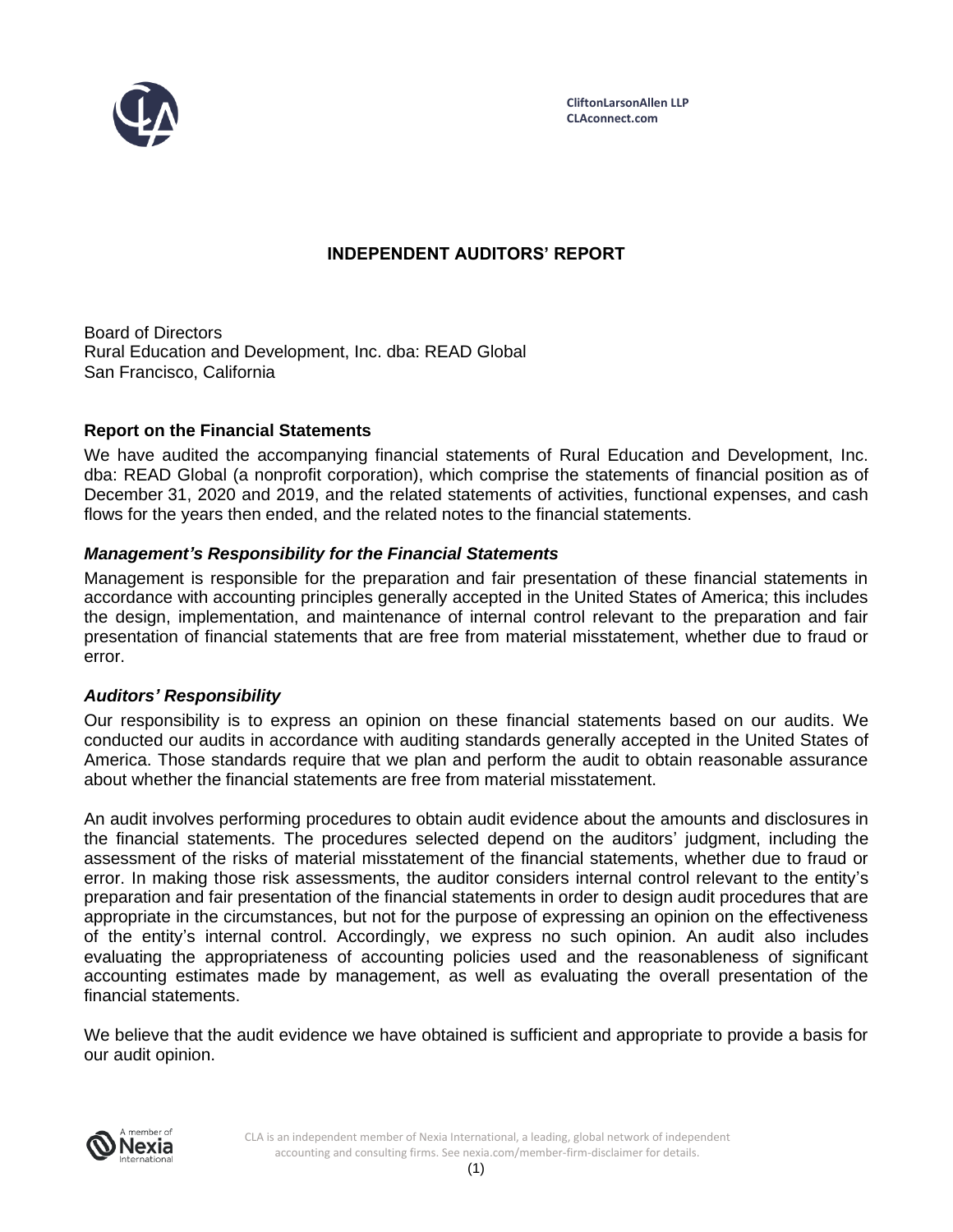CliftonLarsonAllen LLP
CLAconnect.com

# INDEPENDENT AUDITORS' REPORT

Board of Directors
Rural Education and Development, Inc. dba: READ Global
San Francisco, California

### Report on the Financial Statements

We have audited the accompanying financial statements of Rural Education and Development, Inc. dba: READ Global (a nonprofit corporation), which comprise the statements of financial position as of December 31, 2020 and 2019, and the related statements of activities, functional expenses, and cash flows for the years then ended, and the related notes to the financial statements.

### *Management's Responsibility for the Financial Statements*

Management is responsible for the preparation and fair presentation of these financial statements in accordance with accounting principles generally accepted in the United States of America; this includes the design, implementation, and maintenance of internal control relevant to the preparation and fair presentation of financial statements that are free from material misstatement, whether due to fraud or error.

### *Auditors' Responsibility*

Our responsibility is to express an opinion on these financial statements based on our audits. We conducted our audits in accordance with auditing standards generally accepted in the United States of America. Those standards require that we plan and perform the audit to obtain reasonable assurance about whether the financial statements are free from material misstatement.

An audit involves performing procedures to obtain audit evidence about the amounts and disclosures in the financial statements. The procedures selected depend on the auditors' judgment, including the assessment of the risks of material misstatement of the financial statements, whether due to fraud or error. In making those risk assessments, the auditor considers internal control relevant to the entity's preparation and fair presentation of the financial statements in order to design audit procedures that are appropriate in the circumstances, but not for the purpose of expressing an opinion on the effectiveness of the entity's internal control. Accordingly, we express no such opinion. An audit also includes evaluating the appropriateness of accounting policies used and the reasonableness of significant accounting estimates made by management, as well as evaluating the overall presentation of the financial statements.

We believe that the audit evidence we have obtained is sufficient and appropriate to provide a basis for our audit opinion.

CLA is an independent member of Nexia International, a leading, global network of independent accounting and consulting firms. See nexia.com/member-firm-disclaimer for details.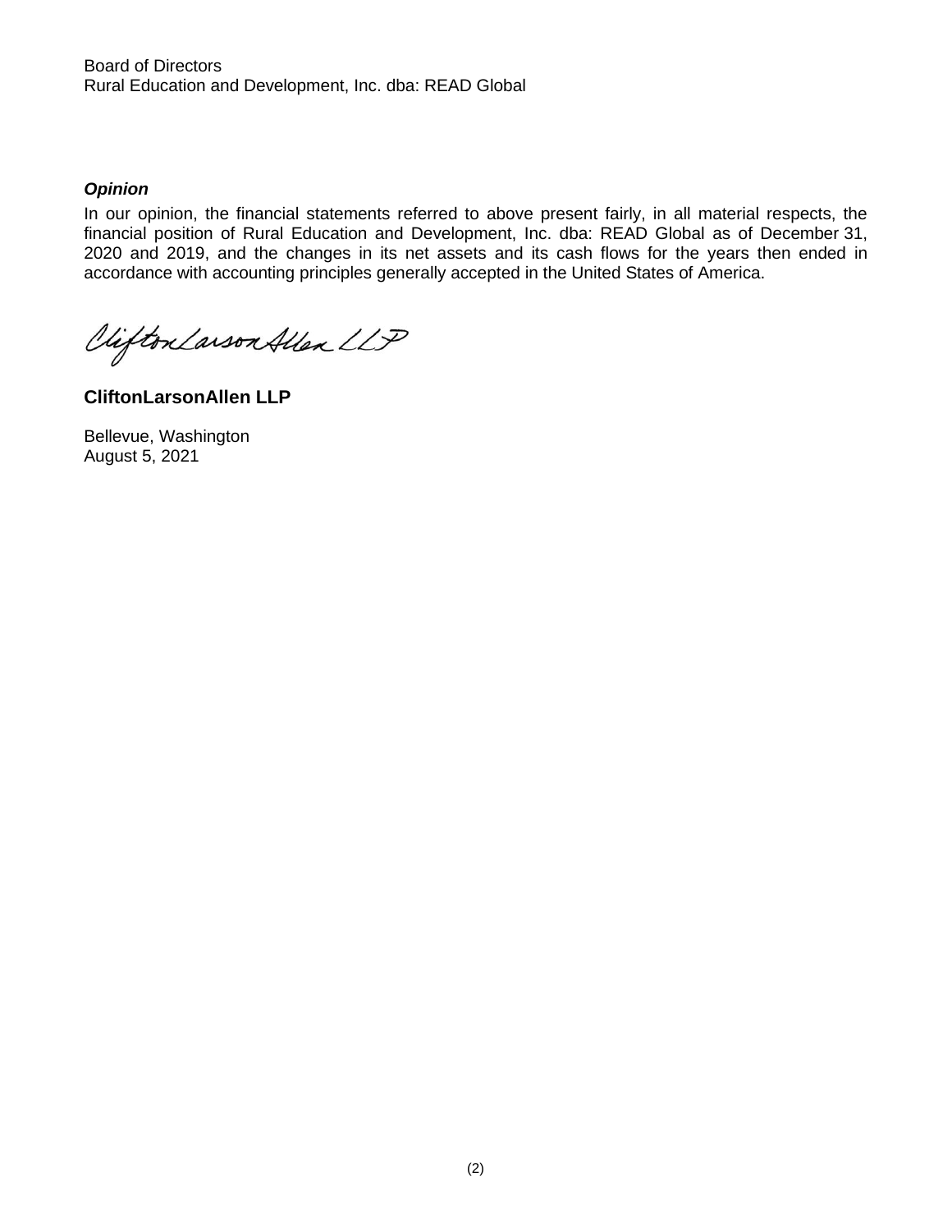Board of Directors
Rural Education and Development, Inc. dba: READ Global

***Opinion***

In our opinion, the financial statements referred to above present fairly, in all material respects, the financial position of Rural Education and Development, Inc. dba: READ Global as of December 31, 2020 and 2019, and the changes in its net assets and its cash flows for the years then ended in accordance with accounting principles generally accepted in the United States of America.

**CliftonLarsonAllen LLP**

Bellevue, Washington
August 5, 2021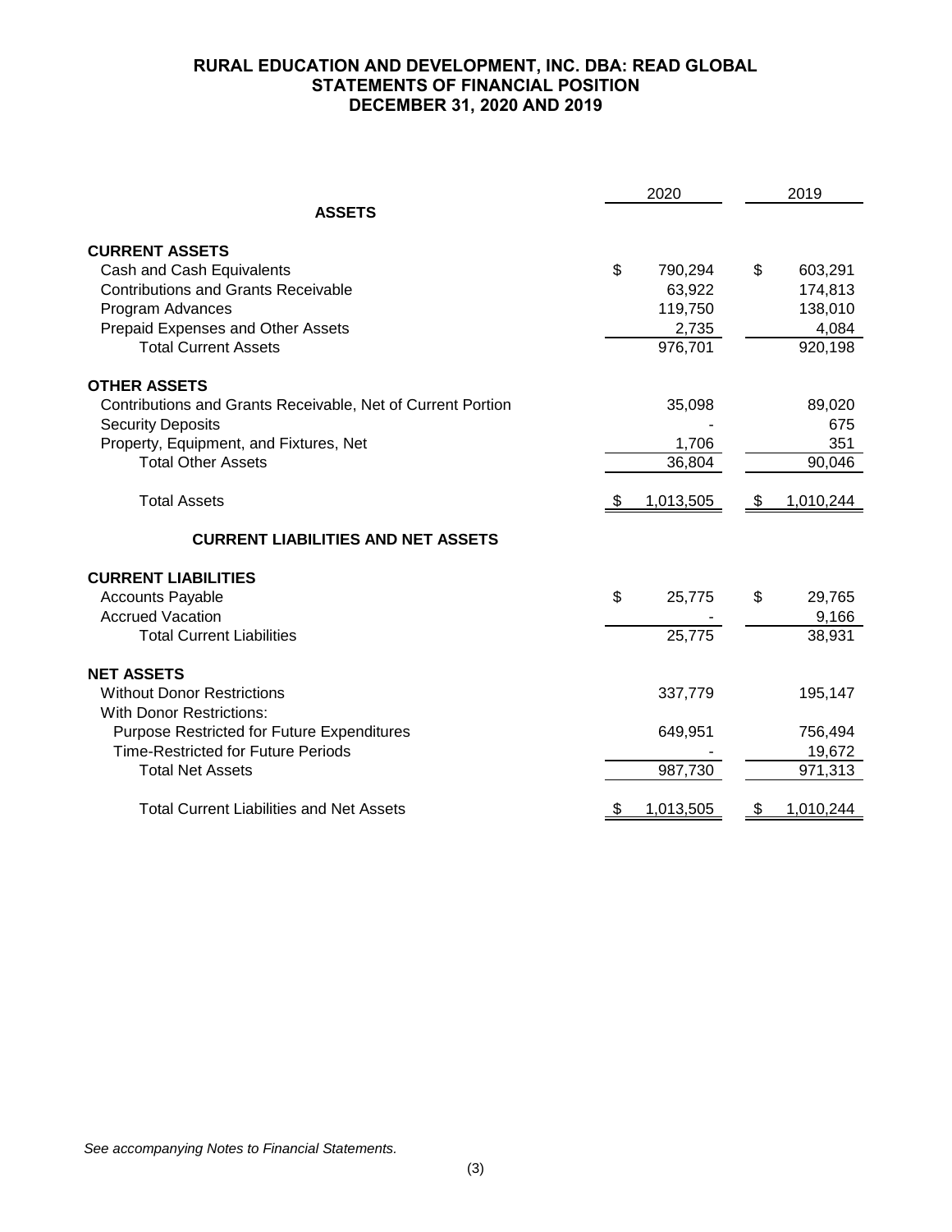# RURAL EDUCATION AND DEVELOPMENT, INC. DBA: READ GLOBAL
## STATEMENTS OF FINANCIAL POSITION
## DECEMBER 31, 2020 AND 2019

| | 2020 | 2019 |
|---|---|---|
| **ASSETS** | | |
| **CURRENT ASSETS** | | |
| Cash and Cash Equivalents | $ 790,294 | $ 603,291 |
| Contributions and Grants Receivable | 63,922 | 174,813 |
| Program Advances | 119,750 | 138,010 |
| Prepaid Expenses and Other Assets | 2,735 | 4,084 |
| Total Current Assets | 976,701 | 920,198 |
| **OTHER ASSETS** | | |
| Contributions and Grants Receivable, Net of Current Portion | 35,098 | 89,020 |
| Security Deposits | - | 675 |
| Property, Equipment, and Fixtures, Net | 1,706 | 351 |
| Total Other Assets | 36,804 | 90,046 |
| Total Assets | $ 1,013,505 | $ 1,010,244 |
| **CURRENT LIABILITIES AND NET ASSETS** | | |
| **CURRENT LIABILITIES** | | |
| Accounts Payable | $ 25,775 | $ 29,765 |
| Accrued Vacation | - | 9,166 |
| Total Current Liabilities | 25,775 | 38,931 |
| **NET ASSETS** | | |
| Without Donor Restrictions | 337,779 | 195,147 |
| With Donor Restrictions: | | |
| Purpose Restricted for Future Expenditures | 649,951 | 756,494 |
| Time-Restricted for Future Periods | - | 19,672 |
| Total Net Assets | 987,730 | 971,313 |
| Total Current Liabilities and Net Assets | $ 1,013,505 | $ 1,010,244 |

*See accompanying Notes to Financial Statements.*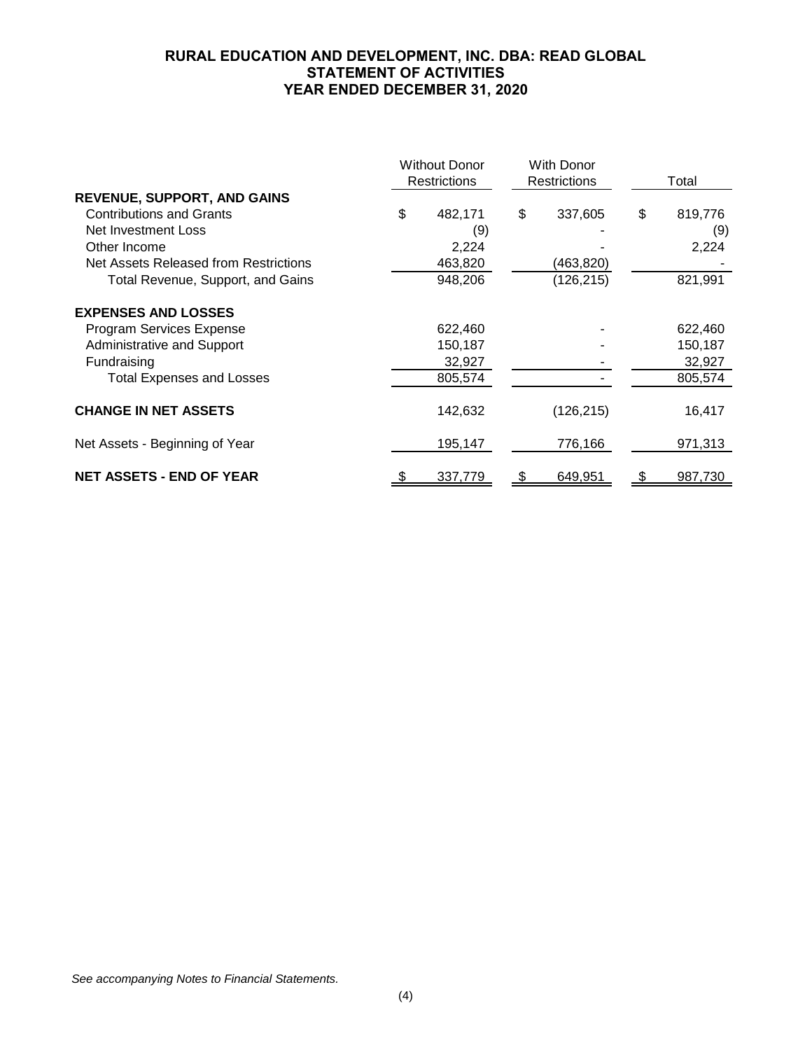# RURAL EDUCATION AND DEVELOPMENT, INC. DBA: READ GLOBAL
## STATEMENT OF ACTIVITIES
## YEAR ENDED DECEMBER 31, 2020

| | Without Donor Restrictions | With Donor Restrictions | Total |
|---|---|---|---|
| **REVENUE, SUPPORT, AND GAINS** | | | |
| Contributions and Grants | $ 482,171 | $ 337,605 | $ 819,776 |
| Net Investment Loss | (9) | - | (9) |
| Other Income | 2,224 | - | 2,224 |
| Net Assets Released from Restrictions | 463,820 | (463,820) | - |
| Total Revenue, Support, and Gains | 948,206 | (126,215) | 821,991 |
| **EXPENSES AND LOSSES** | | | |
| Program Services Expense | 622,460 | - | 622,460 |
| Administrative and Support | 150,187 | - | 150,187 |
| Fundraising | 32,927 | - | 32,927 |
| Total Expenses and Losses | 805,574 | - | 805,574 |
| **CHANGE IN NET ASSETS** | 142,632 | (126,215) | 16,417 |
| Net Assets - Beginning of Year | 195,147 | 776,166 | 971,313 |
| **NET ASSETS - END OF YEAR** | $ 337,779 | $ 649,951 | $ 987,730 |

*See accompanying Notes to Financial Statements.*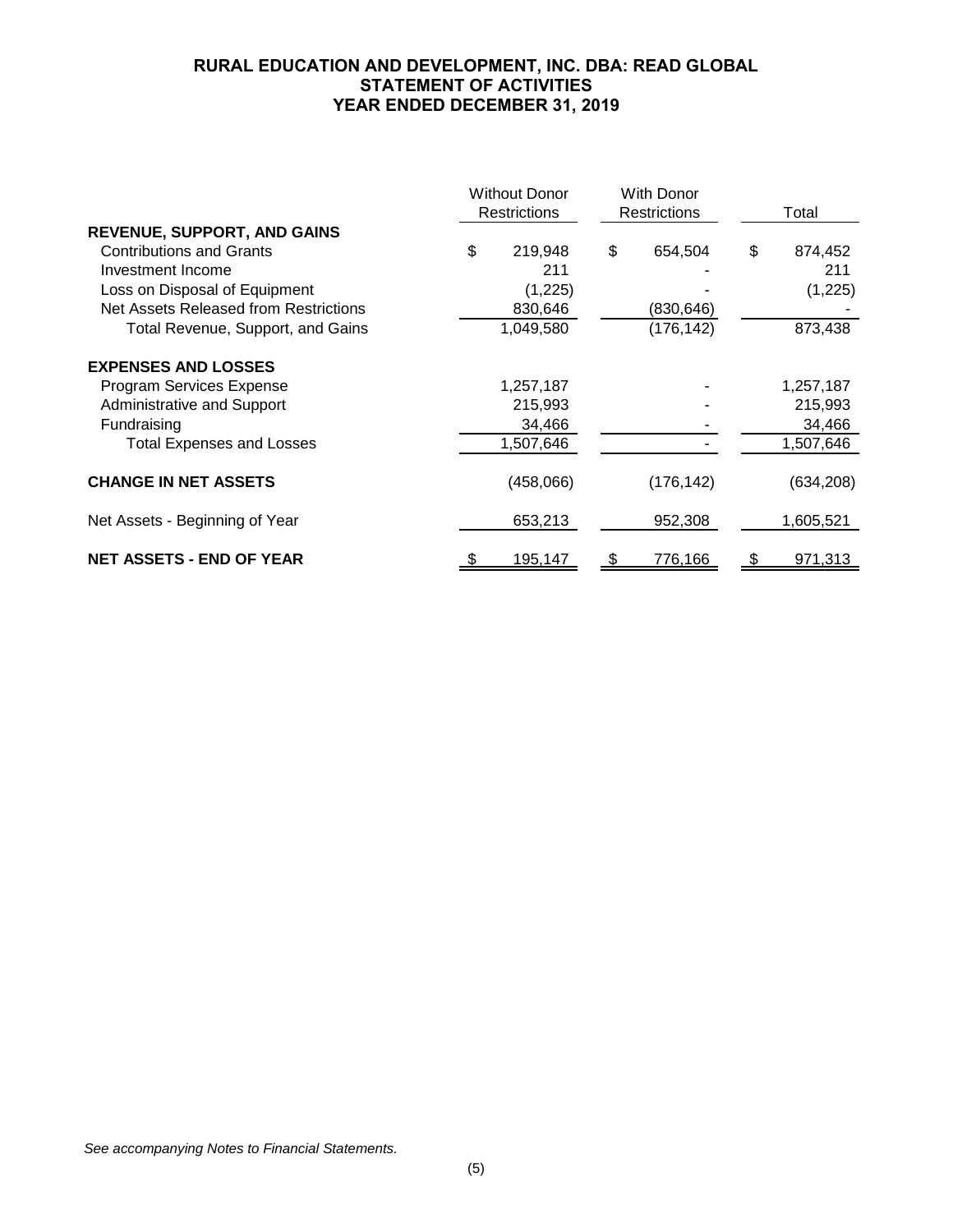# RURAL EDUCATION AND DEVELOPMENT, INC. DBA: READ GLOBAL
## STATEMENT OF ACTIVITIES
## YEAR ENDED DECEMBER 31, 2019

| | Without Donor Restrictions | With Donor Restrictions | Total |
|---|---|---|---|
| **REVENUE, SUPPORT, AND GAINS** | | | |
| Contributions and Grants | $ 219,948 | $ 654,504 | $ 874,452 |
| Investment Income | 211 | - | 211 |
| Loss on Disposal of Equipment | (1,225) | - | (1,225) |
| Net Assets Released from Restrictions | 830,646 | (830,646) | - |
| Total Revenue, Support, and Gains | 1,049,580 | (176,142) | 873,438 |
| **EXPENSES AND LOSSES** | | | |
| Program Services Expense | 1,257,187 | - | 1,257,187 |
| Administrative and Support | 215,993 | - | 215,993 |
| Fundraising | 34,466 | - | 34,466 |
| Total Expenses and Losses | 1,507,646 | - | 1,507,646 |
| **CHANGE IN NET ASSETS** | (458,066) | (176,142) | (634,208) |
| Net Assets - Beginning of Year | 653,213 | 952,308 | 1,605,521 |
| **NET ASSETS - END OF YEAR** | $ 195,147 | $ 776,166 | $ 971,313 |

*See accompanying Notes to Financial Statements.*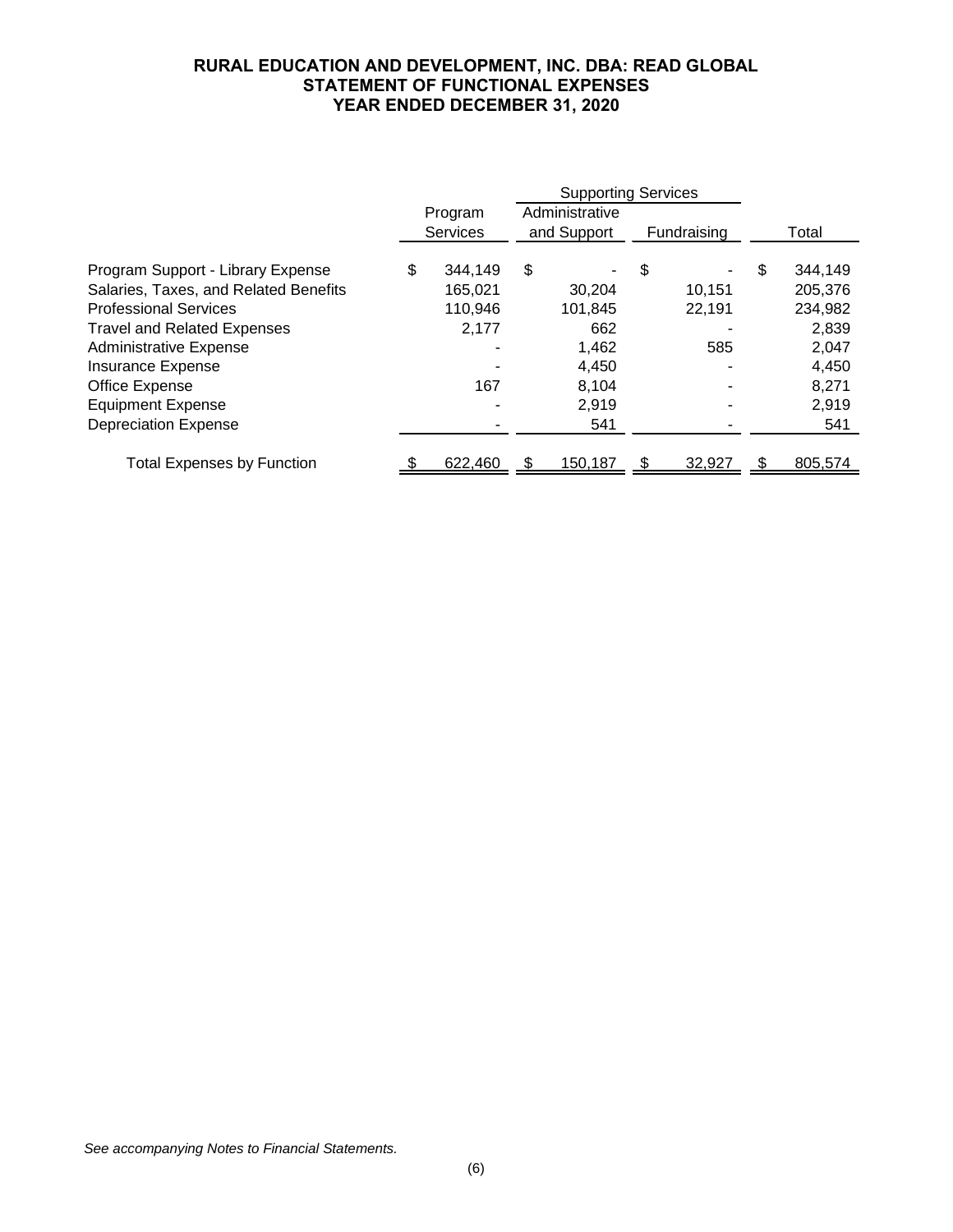**RURAL EDUCATION AND DEVELOPMENT, INC. DBA: READ GLOBAL**
**STATEMENT OF FUNCTIONAL EXPENSES**
**YEAR ENDED DECEMBER 31, 2020**

| | Program Services | Supporting Services | | Total |
|---|---|---|---|---|
| | | Administrative and Support | Fundraising | |
| Program Support - Library Expense | $ 344,149 | $ - | $ - | $ 344,149 |
| Salaries, Taxes, and Related Benefits | 165,021 | 30,204 | 10,151 | 205,376 |
| Professional Services | 110,946 | 101,845 | 22,191 | 234,982 |
| Travel and Related Expenses | 2,177 | 662 | - | 2,839 |
| Administrative Expense | - | 1,462 | 585 | 2,047 |
| Insurance Expense | - | 4,450 | - | 4,450 |
| Office Expense | 167 | 8,104 | - | 8,271 |
| Equipment Expense | - | 2,919 | - | 2,919 |
| Depreciation Expense | - | 541 | - | 541 |
| Total Expenses by Function | $ 622,460 | $ 150,187 | $ 32,927 | $ 805,574 |

*See accompanying Notes to Financial Statements.*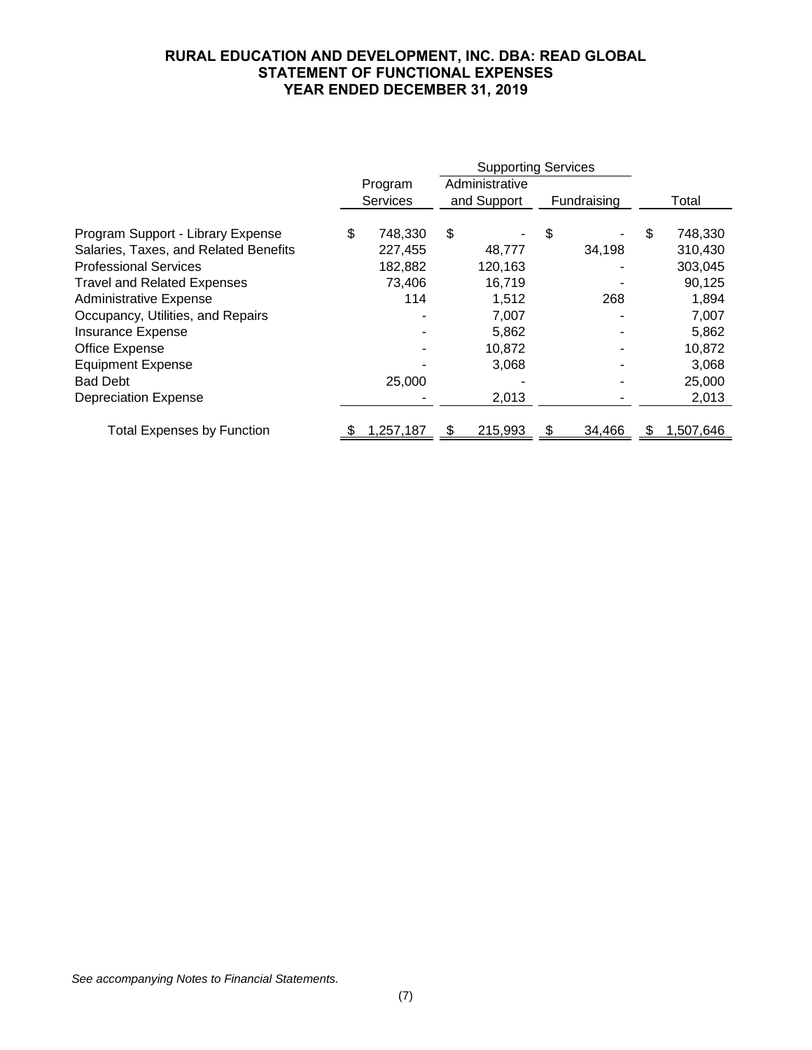# RURAL EDUCATION AND DEVELOPMENT, INC. DBA: READ GLOBAL
## STATEMENT OF FUNCTIONAL EXPENSES
## YEAR ENDED DECEMBER 31, 2019

| | | Supporting Services | | |
|---|---|---|---|---|
| | Program Services | Administrative and Support | Fundraising | Total |
| Program Support - Library Expense | $ 748,330 | $ - | $ - | $ 748,330 |
| Salaries, Taxes, and Related Benefits | 227,455 | 48,777 | 34,198 | 310,430 |
| Professional Services | 182,882 | 120,163 | - | 303,045 |
| Travel and Related Expenses | 73,406 | 16,719 | - | 90,125 |
| Administrative Expense | 114 | 1,512 | 268 | 1,894 |
| Occupancy, Utilities, and Repairs | - | 7,007 | - | 7,007 |
| Insurance Expense | - | 5,862 | - | 5,862 |
| Office Expense | - | 10,872 | - | 10,872 |
| Equipment Expense | - | 3,068 | - | 3,068 |
| Bad Debt | 25,000 | - | - | 25,000 |
| Depreciation Expense | - | 2,013 | - | 2,013 |
| Total Expenses by Function | $ 1,257,187 | $ 215,993 | $ 34,466 | $ 1,507,646 |

*See accompanying Notes to Financial Statements.*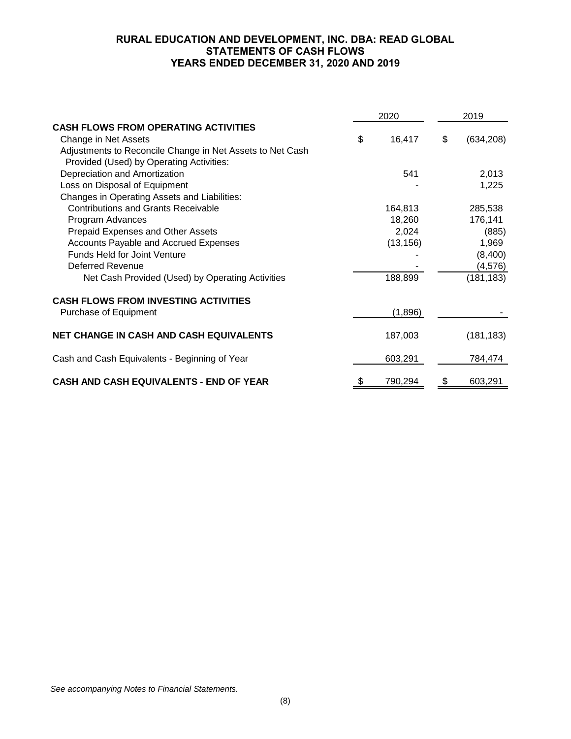# RURAL EDUCATION AND DEVELOPMENT, INC. DBA: READ GLOBAL
## STATEMENTS OF CASH FLOWS
## YEARS ENDED DECEMBER 31, 2020 AND 2019

| | 2020 | 2019 |
|---|---|---|
| **CASH FLOWS FROM OPERATING ACTIVITIES** | | |
| Change in Net Assets | $ 16,417 | $ (634,208) |
| Adjustments to Reconcile Change in Net Assets to Net Cash Provided (Used) by Operating Activities: | | |
| Depreciation and Amortization | 541 | 2,013 |
| Loss on Disposal of Equipment | - | 1,225 |
| Changes in Operating Assets and Liabilities: | | |
| Contributions and Grants Receivable | 164,813 | 285,538 |
| Program Advances | 18,260 | 176,141 |
| Prepaid Expenses and Other Assets | 2,024 | (885) |
| Accounts Payable and Accrued Expenses | (13,156) | 1,969 |
| Funds Held for Joint Venture | - | (8,400) |
| Deferred Revenue | - | (4,576) |
| Net Cash Provided (Used) by Operating Activities | 188,899 | (181,183) |
| **CASH FLOWS FROM INVESTING ACTIVITIES** | | |
| Purchase of Equipment | (1,896) | - |
| **NET CHANGE IN CASH AND CASH EQUIVALENTS** | 187,003 | (181,183) |
| Cash and Cash Equivalents - Beginning of Year | 603,291 | 784,474 |
| **CASH AND CASH EQUIVALENTS - END OF YEAR** | $ 790,294 | $ 603,291 |

*See accompanying Notes to Financial Statements.*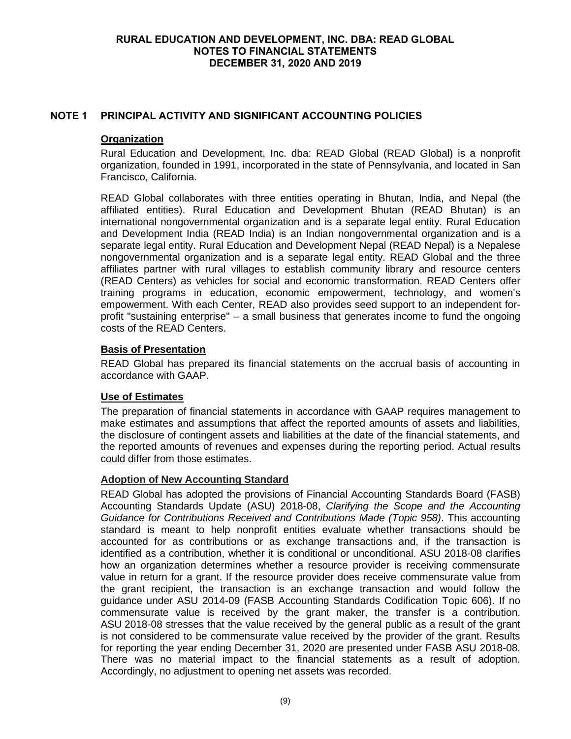**RURAL EDUCATION AND DEVELOPMENT, INC. DBA: READ GLOBAL**
**NOTES TO FINANCIAL STATEMENTS**
**DECEMBER 31, 2020 AND 2019**

## NOTE 1 PRINCIPAL ACTIVITY AND SIGNIFICANT ACCOUNTING POLICIES

### Organization

Rural Education and Development, Inc. dba: READ Global (READ Global) is a nonprofit organization, founded in 1991, incorporated in the state of Pennsylvania, and located in San Francisco, California.

READ Global collaborates with three entities operating in Bhutan, India, and Nepal (the affiliated entities). Rural Education and Development Bhutan (READ Bhutan) is an international nongovernmental organization and is a separate legal entity. Rural Education and Development India (READ India) is an Indian nongovernmental organization and is a separate legal entity. Rural Education and Development Nepal (READ Nepal) is a Nepalese nongovernmental organization and is a separate legal entity. READ Global and the three affiliates partner with rural villages to establish community library and resource centers (READ Centers) as vehicles for social and economic transformation. READ Centers offer training programs in education, economic empowerment, technology, and women's empowerment. With each Center, READ also provides seed support to an independent for-profit "sustaining enterprise" – a small business that generates income to fund the ongoing costs of the READ Centers.

### Basis of Presentation

READ Global has prepared its financial statements on the accrual basis of accounting in accordance with GAAP.

### Use of Estimates

The preparation of financial statements in accordance with GAAP requires management to make estimates and assumptions that affect the reported amounts of assets and liabilities, the disclosure of contingent assets and liabilities at the date of the financial statements, and the reported amounts of revenues and expenses during the reporting period. Actual results could differ from those estimates.

### Adoption of New Accounting Standard

READ Global has adopted the provisions of Financial Accounting Standards Board (FASB) Accounting Standards Update (ASU) 2018-08, *Clarifying the Scope and the Accounting Guidance for Contributions Received and Contributions Made (Topic 958)*. This accounting standard is meant to help nonprofit entities evaluate whether transactions should be accounted for as contributions or as exchange transactions and, if the transaction is identified as a contribution, whether it is conditional or unconditional. ASU 2018-08 clarifies how an organization determines whether a resource provider is receiving commensurate value in return for a grant. If the resource provider does receive commensurate value from the grant recipient, the transaction is an exchange transaction and would follow the guidance under ASU 2014-09 (FASB Accounting Standards Codification Topic 606). If no commensurate value is received by the grant maker, the transfer is a contribution. ASU 2018-08 stresses that the value received by the general public as a result of the grant is not considered to be commensurate value received by the provider of the grant. Results for reporting the year ending December 31, 2020 are presented under FASB ASU 2018-08. There was no material impact to the financial statements as a result of adoption. Accordingly, no adjustment to opening net assets was recorded.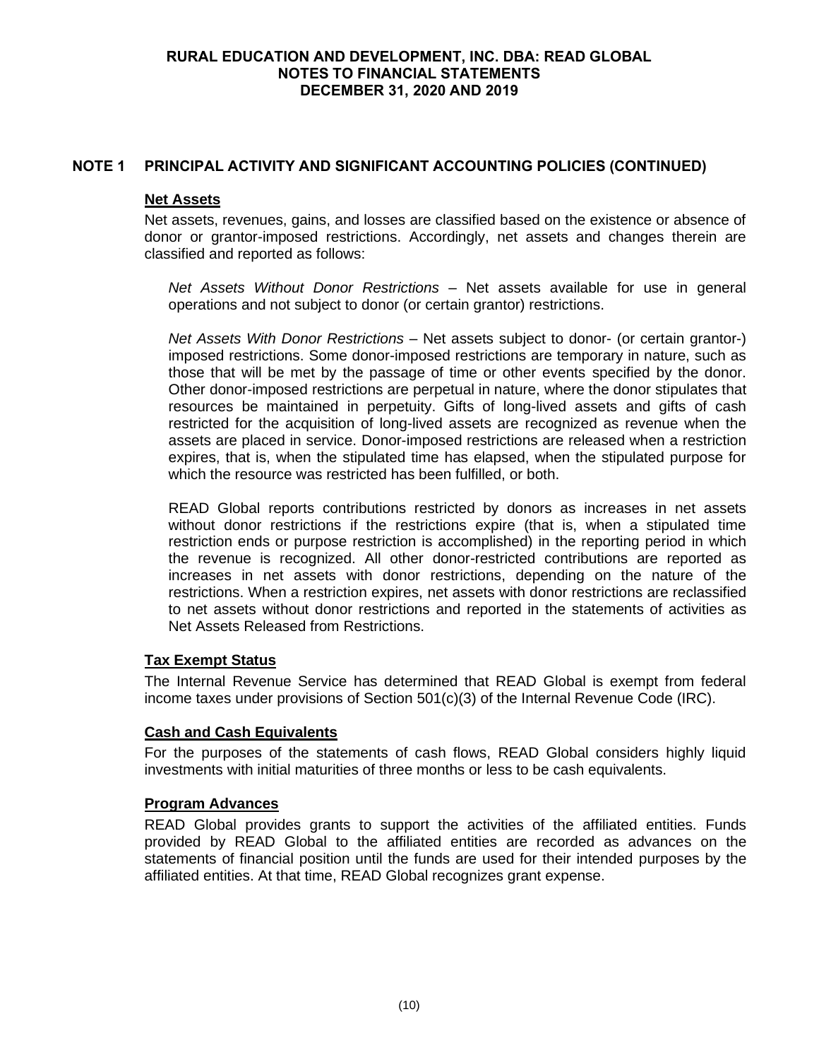# RURAL EDUCATION AND DEVELOPMENT, INC. DBA: READ GLOBAL
# NOTES TO FINANCIAL STATEMENTS
# DECEMBER 31, 2020 AND 2019

## NOTE 1 PRINCIPAL ACTIVITY AND SIGNIFICANT ACCOUNTING POLICIES (CONTINUED)

### Net Assets

Net assets, revenues, gains, and losses are classified based on the existence or absence of donor or grantor-imposed restrictions. Accordingly, net assets and changes therein are classified and reported as follows:

*Net Assets Without Donor Restrictions* – Net assets available for use in general operations and not subject to donor (or certain grantor) restrictions.

*Net Assets With Donor Restrictions* – Net assets subject to donor- (or certain grantor-) imposed restrictions. Some donor-imposed restrictions are temporary in nature, such as those that will be met by the passage of time or other events specified by the donor. Other donor-imposed restrictions are perpetual in nature, where the donor stipulates that resources be maintained in perpetuity. Gifts of long-lived assets and gifts of cash restricted for the acquisition of long-lived assets are recognized as revenue when the assets are placed in service. Donor-imposed restrictions are released when a restriction expires, that is, when the stipulated time has elapsed, when the stipulated purpose for which the resource was restricted has been fulfilled, or both.

READ Global reports contributions restricted by donors as increases in net assets without donor restrictions if the restrictions expire (that is, when a stipulated time restriction ends or purpose restriction is accomplished) in the reporting period in which the revenue is recognized. All other donor-restricted contributions are reported as increases in net assets with donor restrictions, depending on the nature of the restrictions. When a restriction expires, net assets with donor restrictions are reclassified to net assets without donor restrictions and reported in the statements of activities as Net Assets Released from Restrictions.

### Tax Exempt Status

The Internal Revenue Service has determined that READ Global is exempt from federal income taxes under provisions of Section 501(c)(3) of the Internal Revenue Code (IRC).

### Cash and Cash Equivalents

For the purposes of the statements of cash flows, READ Global considers highly liquid investments with initial maturities of three months or less to be cash equivalents.

### Program Advances

READ Global provides grants to support the activities of the affiliated entities. Funds provided by READ Global to the affiliated entities are recorded as advances on the statements of financial position until the funds are used for their intended purposes by the affiliated entities. At that time, READ Global recognizes grant expense.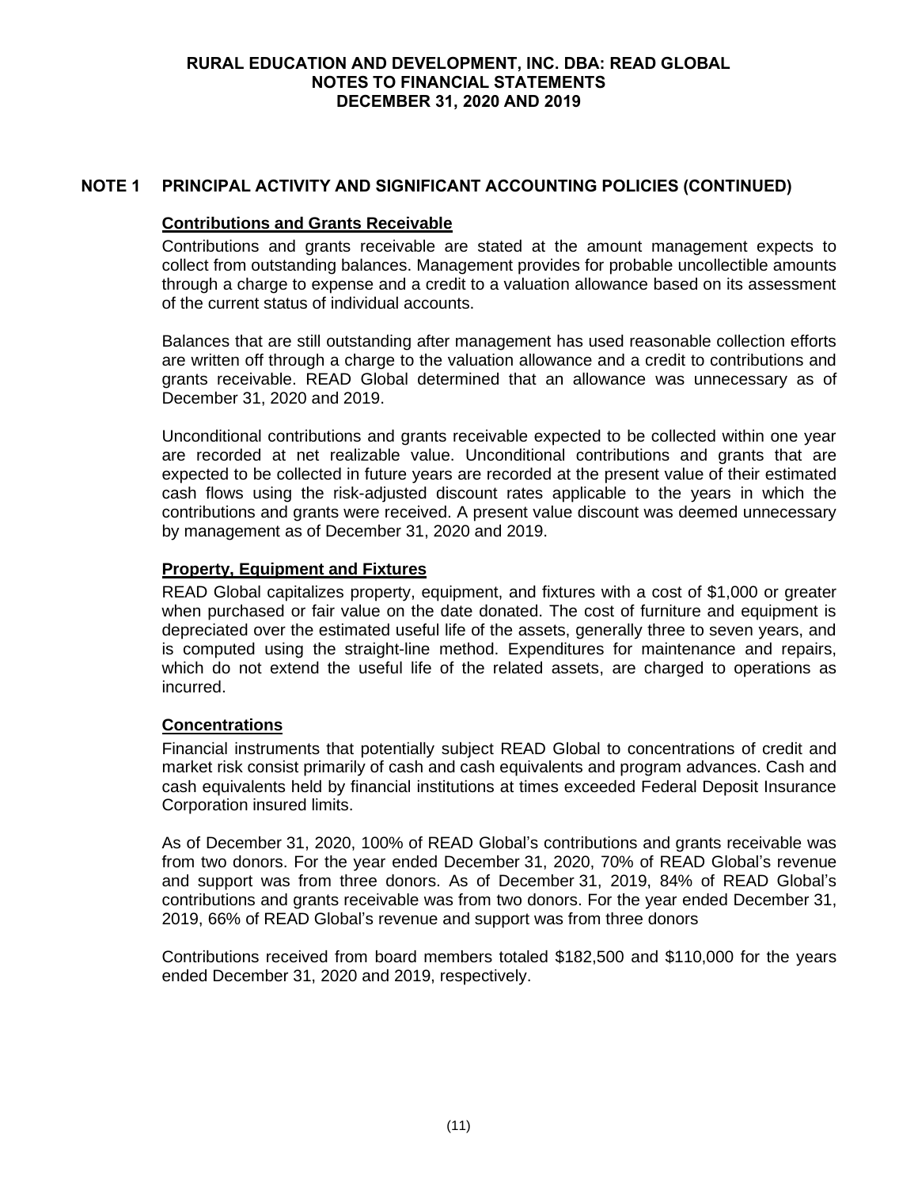# RURAL EDUCATION AND DEVELOPMENT, INC. DBA: READ GLOBAL
## NOTES TO FINANCIAL STATEMENTS
## DECEMBER 31, 2020 AND 2019

## NOTE 1 PRINCIPAL ACTIVITY AND SIGNIFICANT ACCOUNTING POLICIES (CONTINUED)

### Contributions and Grants Receivable

Contributions and grants receivable are stated at the amount management expects to collect from outstanding balances. Management provides for probable uncollectible amounts through a charge to expense and a credit to a valuation allowance based on its assessment of the current status of individual accounts.

Balances that are still outstanding after management has used reasonable collection efforts are written off through a charge to the valuation allowance and a credit to contributions and grants receivable. READ Global determined that an allowance was unnecessary as of December 31, 2020 and 2019.

Unconditional contributions and grants receivable expected to be collected within one year are recorded at net realizable value. Unconditional contributions and grants that are expected to be collected in future years are recorded at the present value of their estimated cash flows using the risk-adjusted discount rates applicable to the years in which the contributions and grants were received. A present value discount was deemed unnecessary by management as of December 31, 2020 and 2019.

### Property, Equipment and Fixtures

READ Global capitalizes property, equipment, and fixtures with a cost of $1,000 or greater when purchased or fair value on the date donated. The cost of furniture and equipment is depreciated over the estimated useful life of the assets, generally three to seven years, and is computed using the straight-line method. Expenditures for maintenance and repairs, which do not extend the useful life of the related assets, are charged to operations as incurred.

### Concentrations

Financial instruments that potentially subject READ Global to concentrations of credit and market risk consist primarily of cash and cash equivalents and program advances. Cash and cash equivalents held by financial institutions at times exceeded Federal Deposit Insurance Corporation insured limits.

As of December 31, 2020, 100% of READ Global's contributions and grants receivable was from two donors. For the year ended December 31, 2020, 70% of READ Global's revenue and support was from three donors. As of December 31, 2019, 84% of READ Global's contributions and grants receivable was from two donors. For the year ended December 31, 2019, 66% of READ Global's revenue and support was from three donors

Contributions received from board members totaled $182,500 and $110,000 for the years ended December 31, 2020 and 2019, respectively.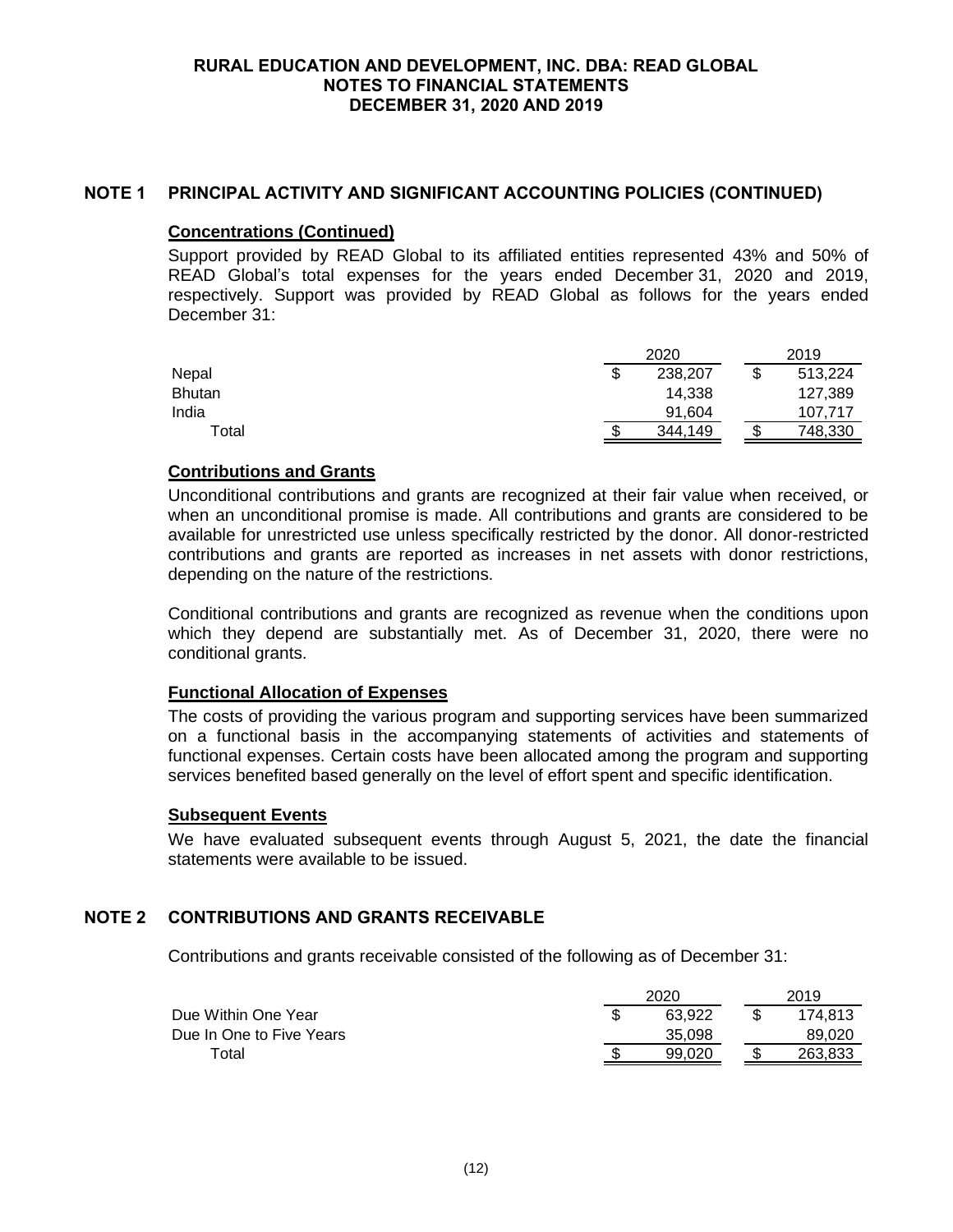# RURAL EDUCATION AND DEVELOPMENT, INC. DBA: READ GLOBAL
## NOTES TO FINANCIAL STATEMENTS
## DECEMBER 31, 2020 AND 2019

## NOTE 1 PRINCIPAL ACTIVITY AND SIGNIFICANT ACCOUNTING POLICIES (CONTINUED)

### Concentrations (Continued)

Support provided by READ Global to its affiliated entities represented 43% and 50% of READ Global's total expenses for the years ended December 31, 2020 and 2019, respectively. Support was provided by READ Global as follows for the years ended December 31:

| | 2020 | 2019 |
|---|---|---|
| Nepal | $ 238,207 | $ 513,224 |
| Bhutan | 14,338 | 127,389 |
| India | 91,604 | 107,717 |
| Total | $ 344,149 | $ 748,330 |

### Contributions and Grants

Unconditional contributions and grants are recognized at their fair value when received, or when an unconditional promise is made. All contributions and grants are considered to be available for unrestricted use unless specifically restricted by the donor. All donor-restricted contributions and grants are reported as increases in net assets with donor restrictions, depending on the nature of the restrictions.

Conditional contributions and grants are recognized as revenue when the conditions upon which they depend are substantially met. As of December 31, 2020, there were no conditional grants.

### Functional Allocation of Expenses

The costs of providing the various program and supporting services have been summarized on a functional basis in the accompanying statements of activities and statements of functional expenses. Certain costs have been allocated among the program and supporting services benefited based generally on the level of effort spent and specific identification.

### Subsequent Events

We have evaluated subsequent events through August 5, 2021, the date the financial statements were available to be issued.

## NOTE 2 CONTRIBUTIONS AND GRANTS RECEIVABLE

Contributions and grants receivable consisted of the following as of December 31:

| | 2020 | 2019 |
|---|---|---|
| Due Within One Year | $ 63,922 | $ 174,813 |
| Due In One to Five Years | 35,098 | 89,020 |
| Total | $ 99,020 | $ 263,833 |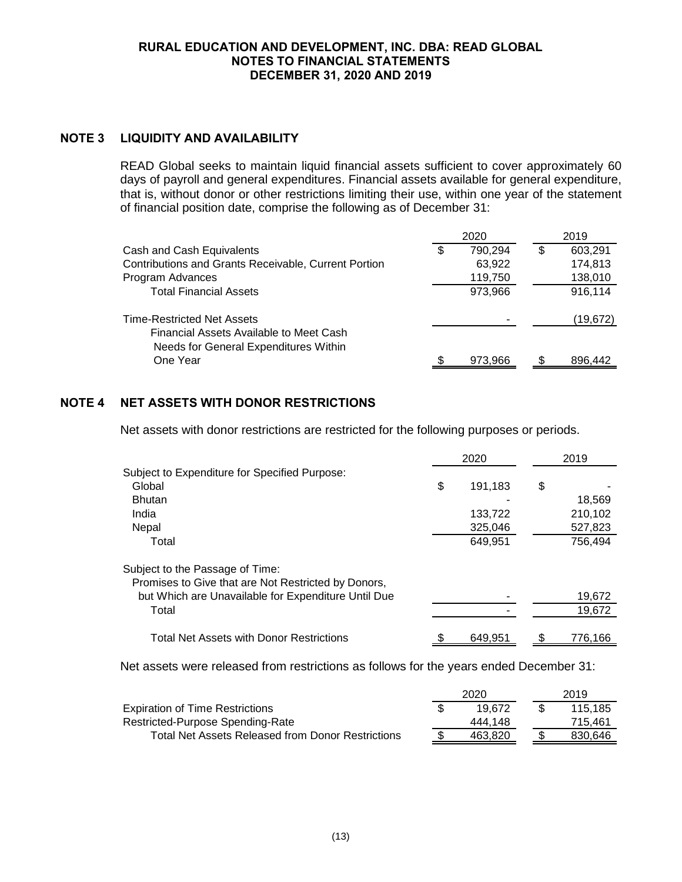## RURAL EDUCATION AND DEVELOPMENT, INC. DBA: READ GLOBAL
## NOTES TO FINANCIAL STATEMENTS
## DECEMBER 31, 2020 AND 2019

### NOTE 3 LIQUIDITY AND AVAILABILITY

READ Global seeks to maintain liquid financial assets sufficient to cover approximately 60 days of payroll and general expenditures. Financial assets available for general expenditure, that is, without donor or other restrictions limiting their use, within one year of the statement of financial position date, comprise the following as of December 31:

| | 2020 | 2019 |
|---|---|---|
| Cash and Cash Equivalents | $ 790,294 | $ 603,291 |
| Contributions and Grants Receivable, Current Portion | 63,922 | 174,813 |
| Program Advances | 119,750 | 138,010 |
| Total Financial Assets | 973,966 | 916,114 |
| Time-Restricted Net Assets | - | (19,672) |
| Financial Assets Available to Meet Cash Needs for General Expenditures Within One Year | $ 973,966 | $ 896,442 |

### NOTE 4 NET ASSETS WITH DONOR RESTRICTIONS

Net assets with donor restrictions are restricted for the following purposes or periods.

| | 2020 | 2019 |
|---|---|---|
| Subject to Expenditure for Specified Purpose: | | |
| Global | $ 191,183 | $ - |
| Bhutan | - | 18,569 |
| India | 133,722 | 210,102 |
| Nepal | 325,046 | 527,823 |
| Total | 649,951 | 756,494 |
| Subject to the Passage of Time: | | |
| Promises to Give that are Not Restricted by Donors, but Which are Unavailable for Expenditure Until Due | - | 19,672 |
| Total | - | 19,672 |
| Total Net Assets with Donor Restrictions | $ 649,951 | $ 776,166 |

Net assets were released from restrictions as follows for the years ended December 31:

| | 2020 | 2019 |
|---|---|---|
| Expiration of Time Restrictions | $ 19,672 | $ 115,185 |
| Restricted-Purpose Spending-Rate | 444,148 | 715,461 |
| Total Net Assets Released from Donor Restrictions | $ 463,820 | $ 830,646 |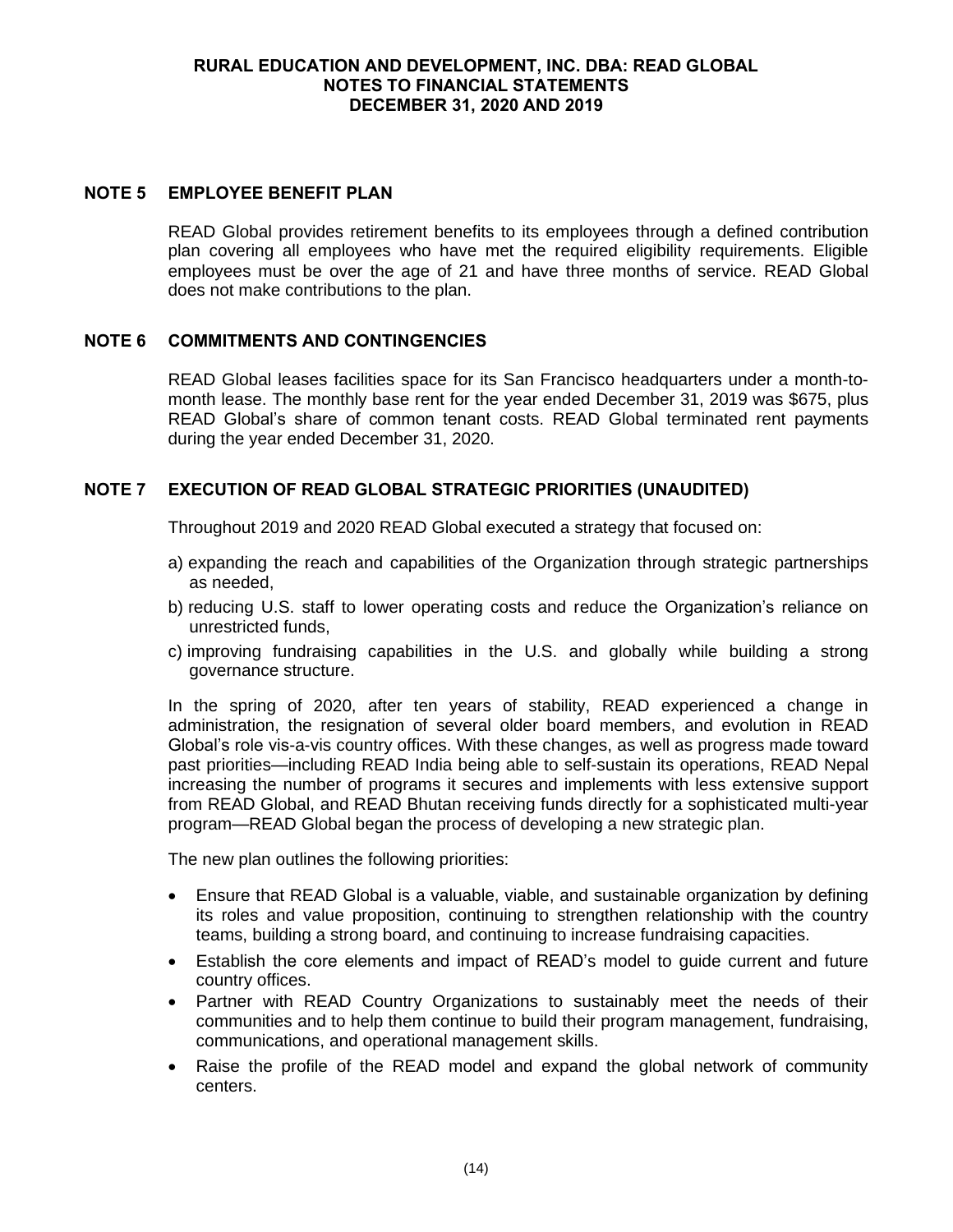## NOTE 5 EMPLOYEE BENEFIT PLAN

READ Global provides retirement benefits to its employees through a defined contribution plan covering all employees who have met the required eligibility requirements. Eligible employees must be over the age of 21 and have three months of service. READ Global does not make contributions to the plan.

## NOTE 6 COMMITMENTS AND CONTINGENCIES

READ Global leases facilities space for its San Francisco headquarters under a month-to-month lease. The monthly base rent for the year ended December 31, 2019 was $675, plus READ Global's share of common tenant costs. READ Global terminated rent payments during the year ended December 31, 2020.

## NOTE 7 EXECUTION OF READ GLOBAL STRATEGIC PRIORITIES (UNAUDITED)

Throughout 2019 and 2020 READ Global executed a strategy that focused on:

a) expanding the reach and capabilities of the Organization through strategic partnerships as needed,

b) reducing U.S. staff to lower operating costs and reduce the Organization's reliance on unrestricted funds,

c) improving fundraising capabilities in the U.S. and globally while building a strong governance structure.

In the spring of 2020, after ten years of stability, READ experienced a change in administration, the resignation of several older board members, and evolution in READ Global's role vis-a-vis country offices. With these changes, as well as progress made toward past priorities—including READ India being able to self-sustain its operations, READ Nepal increasing the number of programs it secures and implements with less extensive support from READ Global, and READ Bhutan receiving funds directly for a sophisticated multi-year program—READ Global began the process of developing a new strategic plan.

The new plan outlines the following priorities:

- Ensure that READ Global is a valuable, viable, and sustainable organization by defining its roles and value proposition, continuing to strengthen relationship with the country teams, building a strong board, and continuing to increase fundraising capacities.
- Establish the core elements and impact of READ's model to guide current and future country offices.
- Partner with READ Country Organizations to sustainably meet the needs of their communities and to help them continue to build their program management, fundraising, communications, and operational management skills.
- Raise the profile of the READ model and expand the global network of community centers.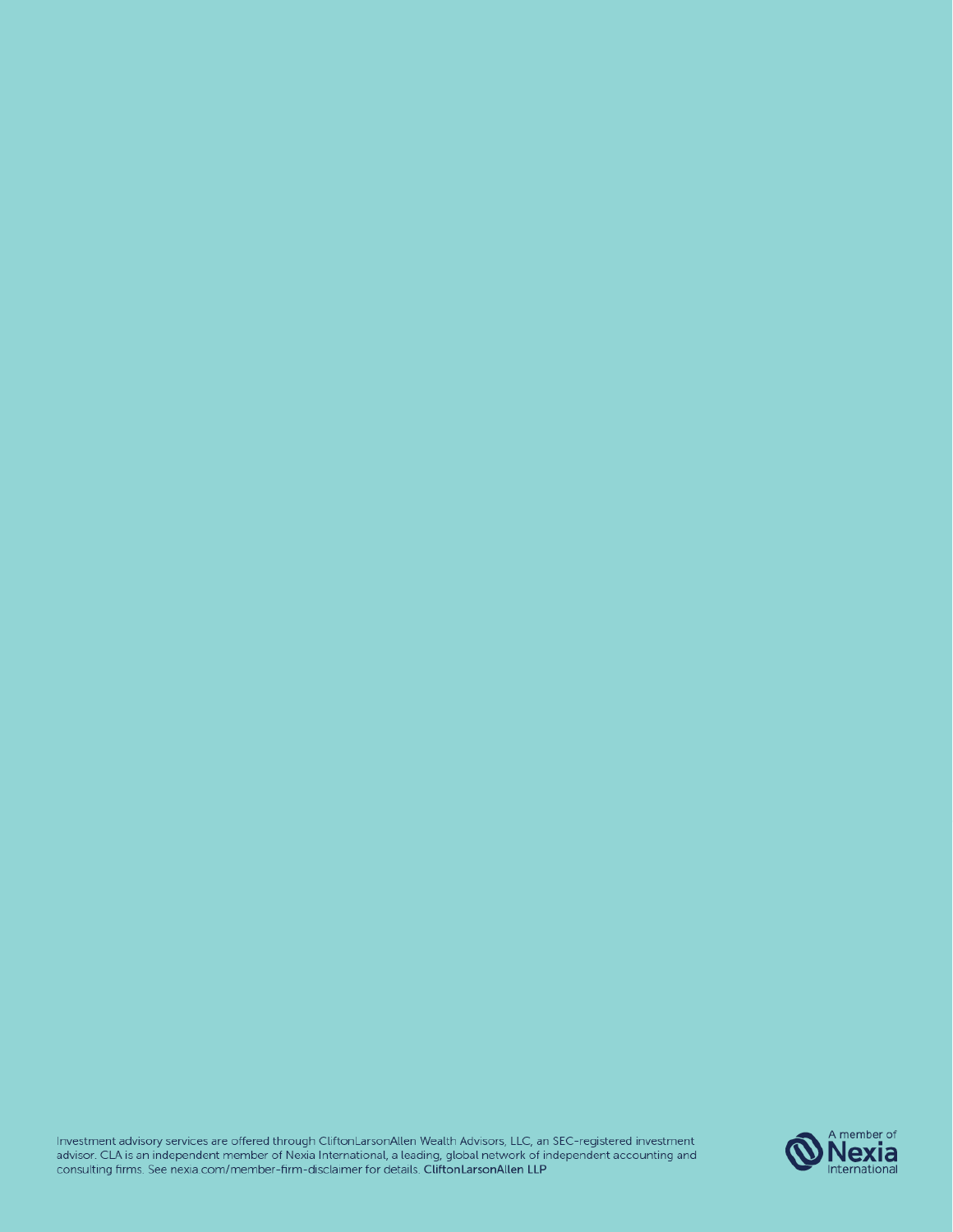Investment advisory services are offered through CliftonLarsonAllen Wealth Advisors, LLC, an SEC-registered investment advisor. CLA is an independent member of Nexia International, a leading, global network of independent accounting and consulting firms. See nexia.com/member-firm-disclaimer for details. **CliftonLarsonAllen LLP**

A member of Nexia International